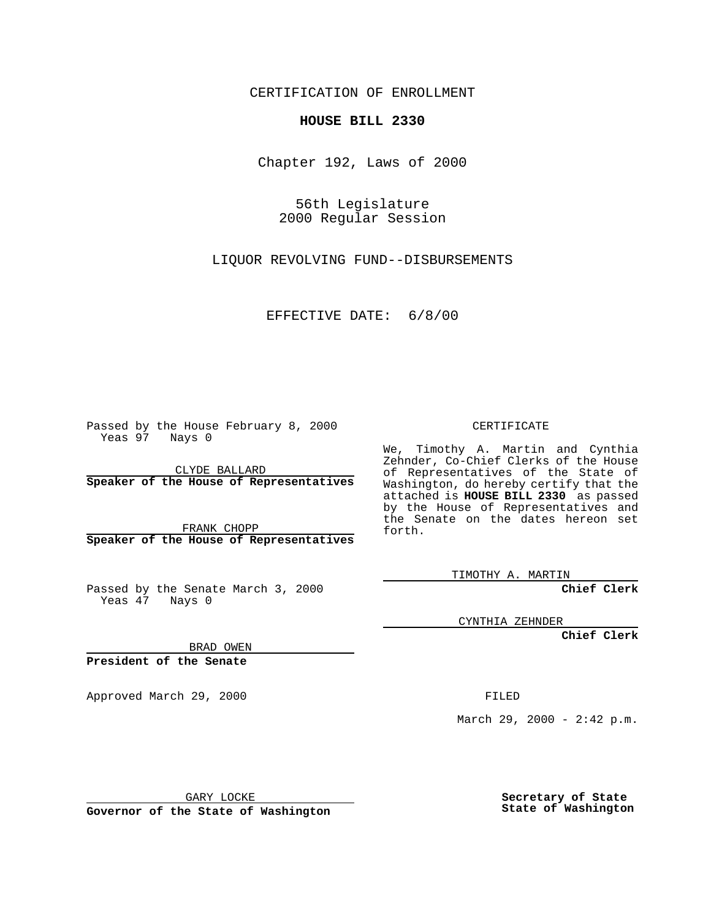CERTIFICATION OF ENROLLMENT

**HOUSE BILL 2330**

Chapter 192, Laws of 2000

56th Legislature
2000 Regular Session

LIQUOR REVOLVING FUND--DISBURSEMENTS

EFFECTIVE DATE: 6/8/00

Passed by the House February 8, 2000
Yeas 97 Nays 0

CLYDE BALLARD
**Speaker of the House of Representatives**

FRANK CHOPP
**Speaker of the House of Representatives**

Passed by the Senate March 3, 2000
Yeas 47 Nays 0

BRAD OWEN
**President of the Senate**

Approved March 29, 2000

GARY LOCKE
**Governor of the State of Washington**

CERTIFICATE

We, Timothy A. Martin and Cynthia Zehnder, Co-Chief Clerks of the House of Representatives of the State of Washington, do hereby certify that the attached is **HOUSE BILL 2330** as passed by the House of Representatives and the Senate on the dates hereon set forth.

TIMOTHY A. MARTIN
**Chief Clerk**

CYNTHIA ZEHNDER
**Chief Clerk**

FILED

March 29, 2000 - 2:42 p.m.

**Secretary of State**
**State of Washington**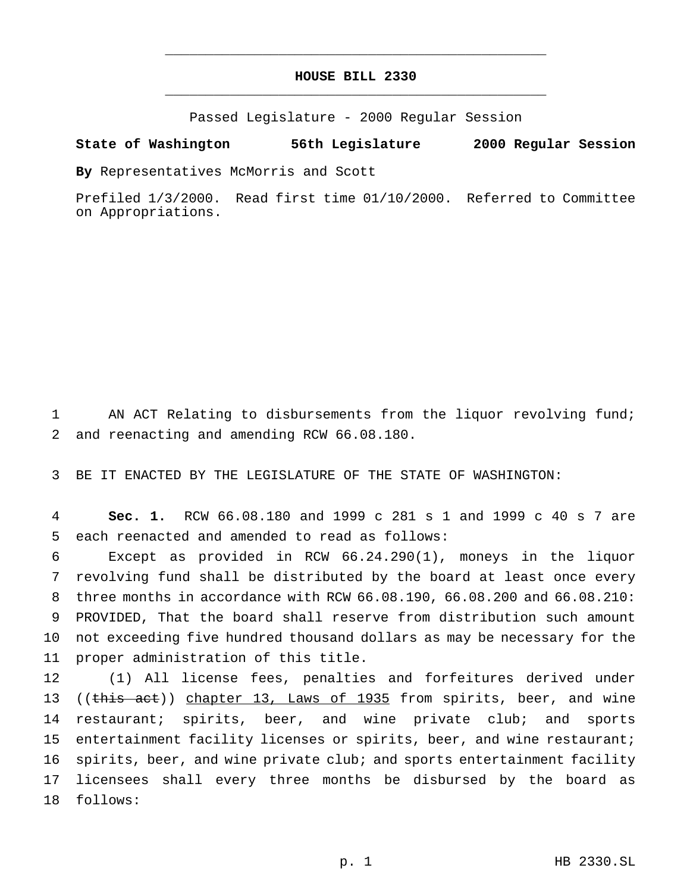# HOUSE BILL 2330

Passed Legislature - 2000 Regular Session

**State of Washington 56th Legislature 2000 Regular Session**

**By** Representatives McMorris and Scott

Prefiled 1/3/2000. Read first time 01/10/2000. Referred to Committee on Appropriations.

AN ACT Relating to disbursements from the liquor revolving fund; and reenacting and amending RCW 66.08.180.

BE IT ENACTED BY THE LEGISLATURE OF THE STATE OF WASHINGTON:

**Sec. 1.** RCW 66.08.180 and 1999 c 281 s 1 and 1999 c 40 s 7 are each reenacted and amended to read as follows:

Except as provided in RCW 66.24.290(1), moneys in the liquor revolving fund shall be distributed by the board at least once every three months in accordance with RCW 66.08.190, 66.08.200 and 66.08.210: PROVIDED, That the board shall reserve from distribution such amount not exceeding five hundred thousand dollars as may be necessary for the proper administration of this title.

(1) All license fees, penalties and forfeitures derived under ((~~this act~~)) <u>chapter 13, Laws of 1935</u> from spirits, beer, and wine restaurant; spirits, beer, and wine private club; and sports entertainment facility licenses or spirits, beer, and wine restaurant; spirits, beer, and wine private club; and sports entertainment facility licensees shall every three months be disbursed by the board as follows: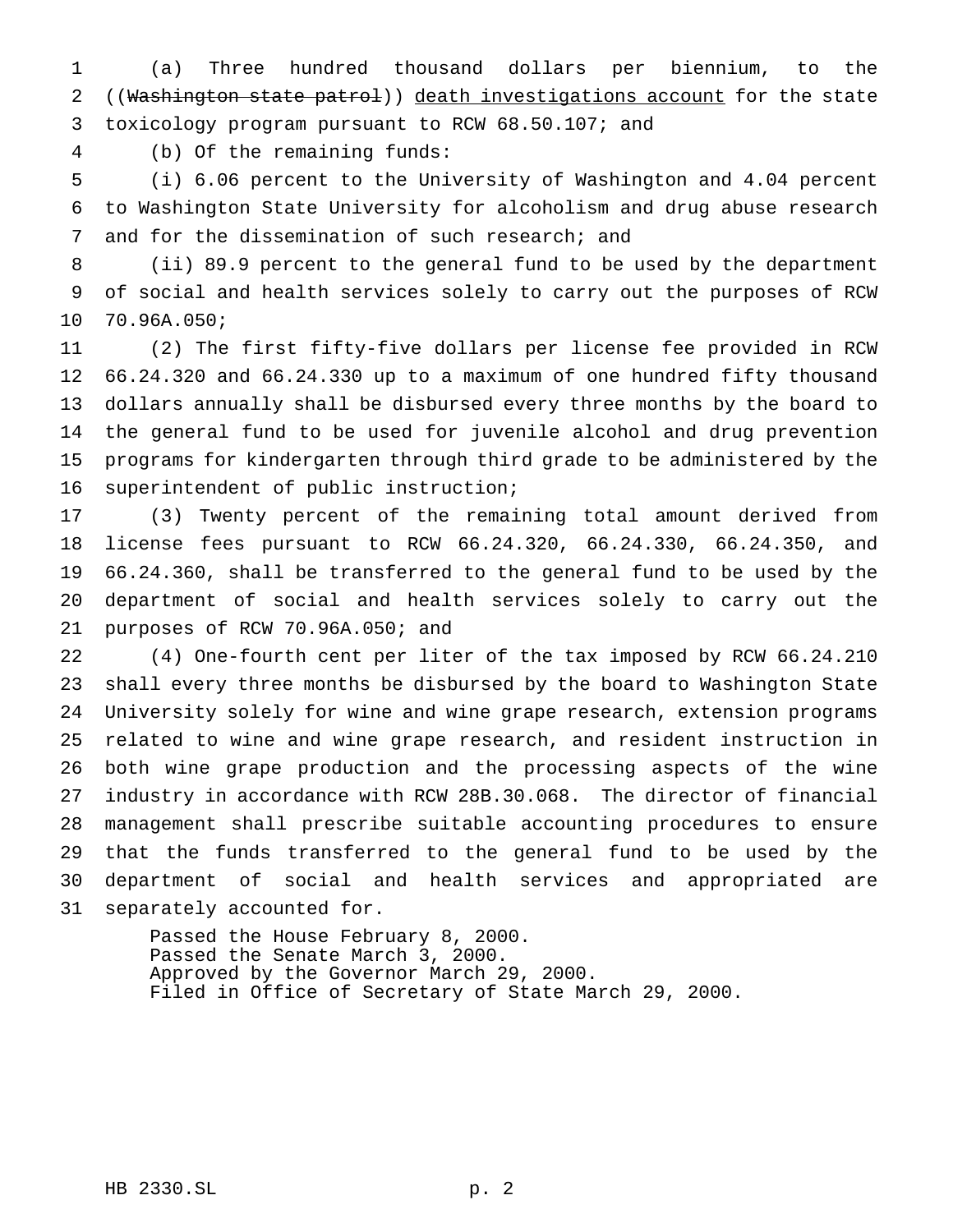(a) Three hundred thousand dollars per biennium, to the ((~~Washington state patrol~~)) <u>death investigations account</u> for the state toxicology program pursuant to RCW 68.50.107; and

(b) Of the remaining funds:

(i) 6.06 percent to the University of Washington and 4.04 percent to Washington State University for alcoholism and drug abuse research and for the dissemination of such research; and

(ii) 89.9 percent to the general fund to be used by the department of social and health services solely to carry out the purposes of RCW 70.96A.050;

(2) The first fifty-five dollars per license fee provided in RCW 66.24.320 and 66.24.330 up to a maximum of one hundred fifty thousand dollars annually shall be disbursed every three months by the board to the general fund to be used for juvenile alcohol and drug prevention programs for kindergarten through third grade to be administered by the superintendent of public instruction;

(3) Twenty percent of the remaining total amount derived from license fees pursuant to RCW 66.24.320, 66.24.330, 66.24.350, and 66.24.360, shall be transferred to the general fund to be used by the department of social and health services solely to carry out the purposes of RCW 70.96A.050; and

(4) One-fourth cent per liter of the tax imposed by RCW 66.24.210 shall every three months be disbursed by the board to Washington State University solely for wine and wine grape research, extension programs related to wine and wine grape research, and resident instruction in both wine grape production and the processing aspects of the wine industry in accordance with RCW 28B.30.068. The director of financial management shall prescribe suitable accounting procedures to ensure that the funds transferred to the general fund to be used by the department of social and health services and appropriated are separately accounted for.

Passed the House February 8, 2000.
Passed the Senate March 3, 2000.
Approved by the Governor March 29, 2000.
Filed in Office of Secretary of State March 29, 2000.